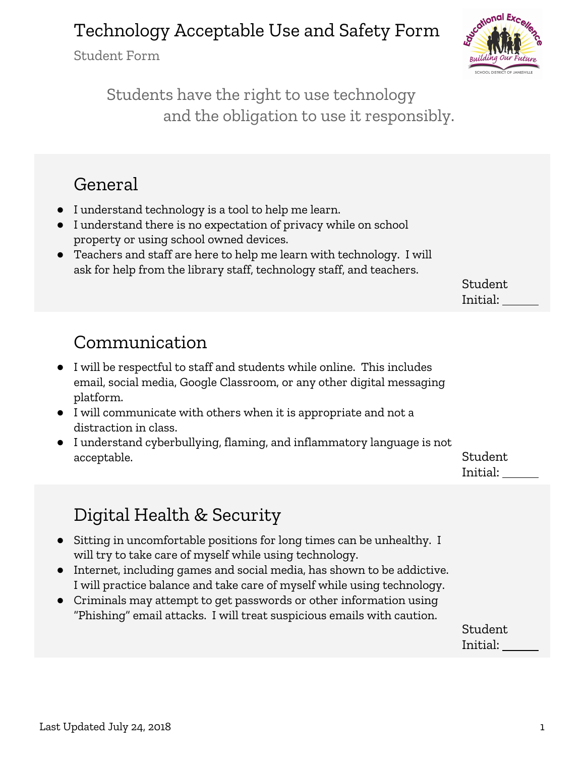# Technology Acceptable Use and Safety Form

Student Form

Students have the right to use technology and the obligation to use it responsibly.

## General

- I understand technology is a tool to help me learn.
- I understand there is no expectation of privacy while on school property or using school owned devices.
- Teachers and staff are here to help me learn with technology. I will ask for help from the library staff, technology staff, and teachers.

Student Initial: ______

## Communication

- I will be respectful to staff and students while online. This includes email, social media, Google Classroom, or any other digital messaging platform.
- I will communicate with others when it is appropriate and not a distraction in class.
- I understand cyberbullying, flaming, and inflammatory language is not acceptable.

Student Initial: ______

## Digital Health & Security

- Sitting in uncomfortable positions for long times can be unhealthy. I will try to take care of myself while using technology.
- Internet, including games and social media, has shown to be addictive. I will practice balance and take care of myself while using technology.
- Criminals may attempt to get passwords or other information using "Phishing" email attacks. I will treat suspicious emails with caution.

Student Initial: ______

Last Updated July 24, 2018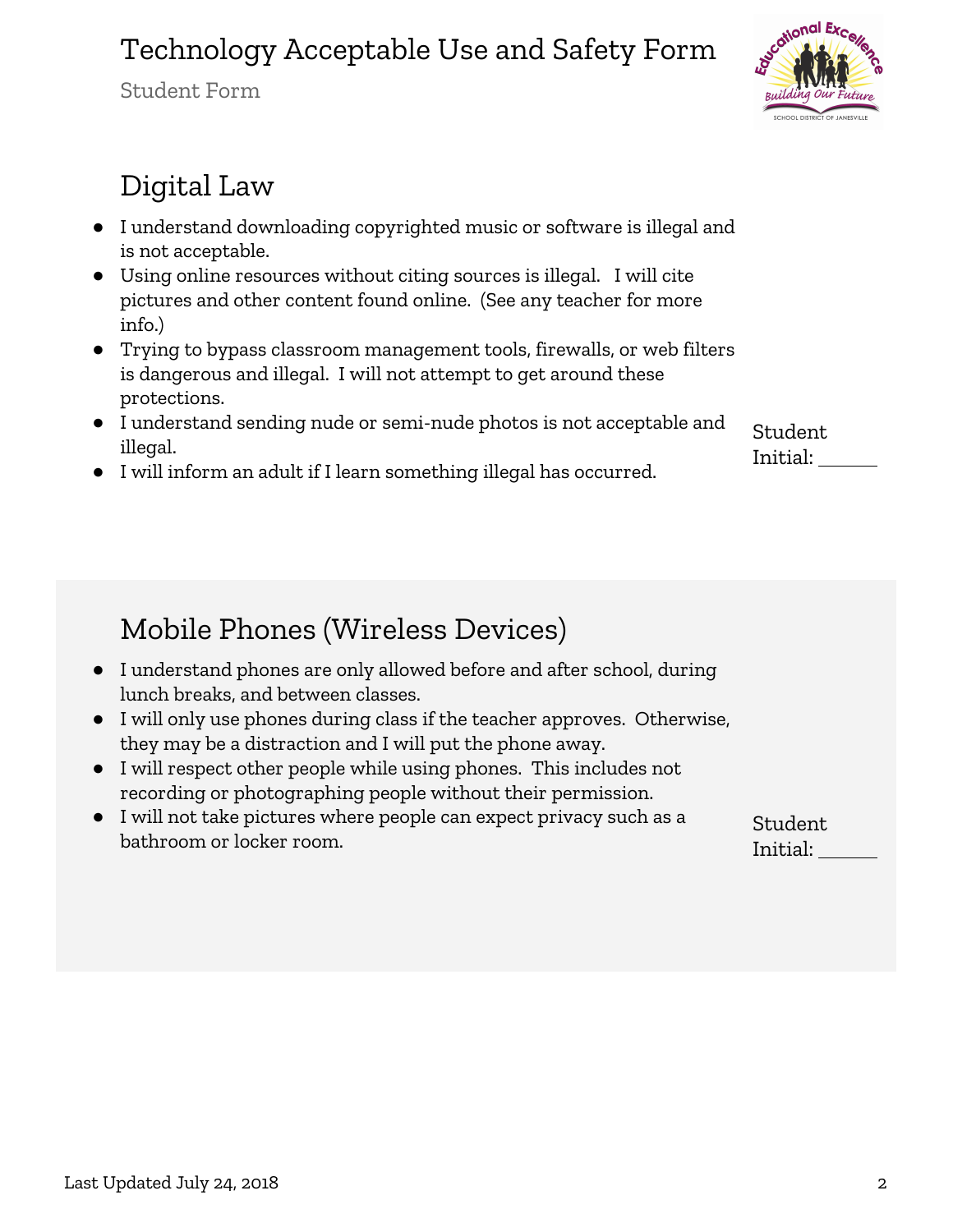# Technology Acceptable Use and Safety Form

Student Form

## Digital Law

- I understand downloading copyrighted music or software is illegal and is not acceptable.
- Using online resources without citing sources is illegal. I will cite pictures and other content found online. (See any teacher for more info.)
- Trying to bypass classroom management tools, firewalls, or web filters is dangerous and illegal. I will not attempt to get around these protections.
- I understand sending nude or semi-nude photos is not acceptable and illegal.
- I will inform an adult if I learn something illegal has occurred.

Student Initial: ______

## Mobile Phones (Wireless Devices)

- I understand phones are only allowed before and after school, during lunch breaks, and between classes.
- I will only use phones during class if the teacher approves. Otherwise, they may be a distraction and I will put the phone away.
- I will respect other people while using phones. This includes not recording or photographing people without their permission.
- I will not take pictures where people can expect privacy such as a bathroom or locker room.

Student Initial: ______

Last Updated July 24, 2018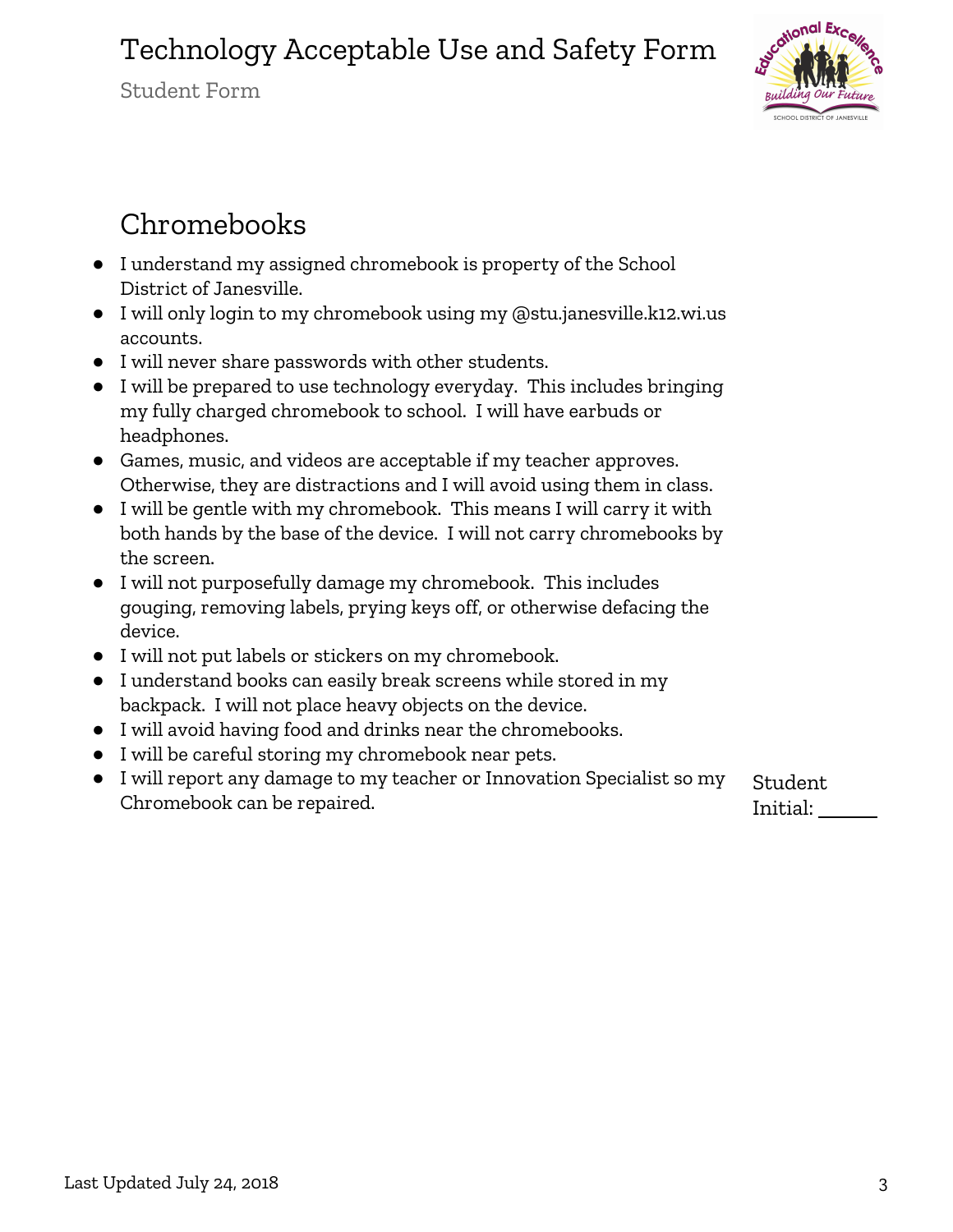# Technology Acceptable Use and Safety Form

Student Form

## Chromebooks

- I understand my assigned chromebook is property of the School District of Janesville.
- I will only login to my chromebook using my @stu.janesville.k12.wi.us accounts.
- I will never share passwords with other students.
- I will be prepared to use technology everyday. This includes bringing my fully charged chromebook to school. I will have earbuds or headphones.
- Games, music, and videos are acceptable if my teacher approves. Otherwise, they are distractions and I will avoid using them in class.
- I will be gentle with my chromebook. This means I will carry it with both hands by the base of the device. I will not carry chromebooks by the screen.
- I will not purposefully damage my chromebook. This includes gouging, removing labels, prying keys off, or otherwise defacing the device.
- I will not put labels or stickers on my chromebook.
- I understand books can easily break screens while stored in my backpack. I will not place heavy objects on the device.
- I will avoid having food and drinks near the chromebooks.
- I will be careful storing my chromebook near pets.
- I will report any damage to my teacher or Innovation Specialist so my Chromebook can be repaired.

Student Initial: ______

Last Updated July 24, 2018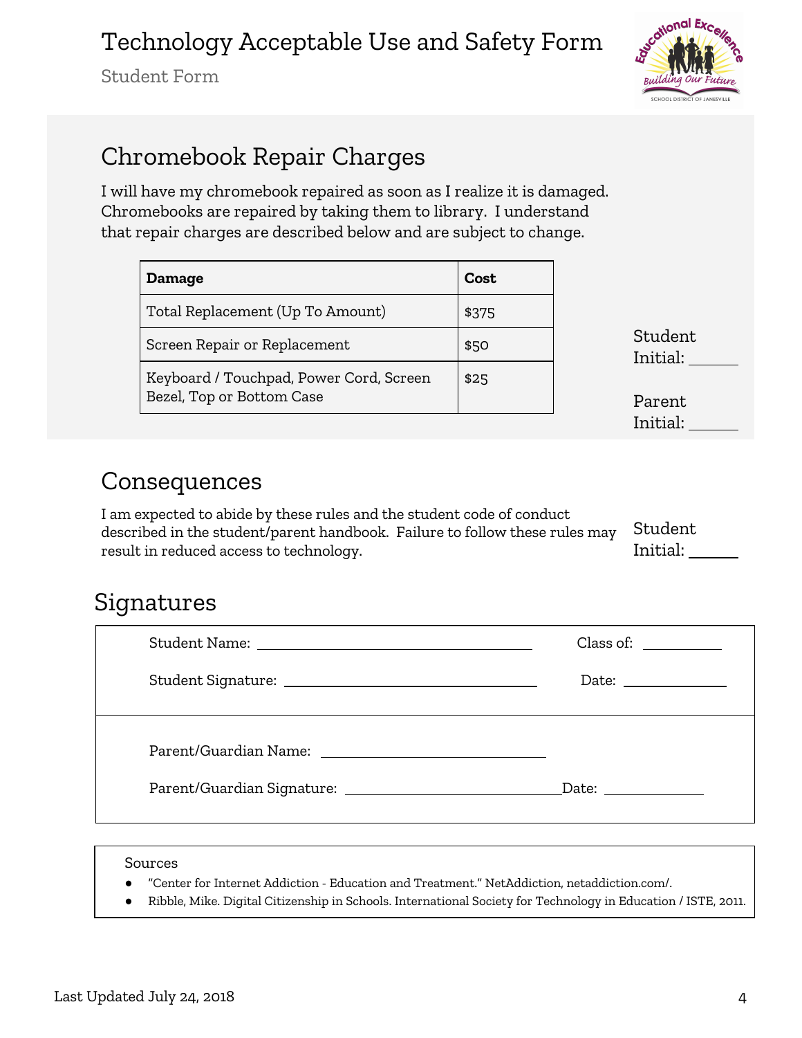# Technology Acceptable Use and Safety Form

Student Form

## Chromebook Repair Charges

I will have my chromebook repaired as soon as I realize it is damaged. Chromebooks are repaired by taking them to library. I understand that repair charges are described below and are subject to change.

| **Damage** | **Cost** |
|---|---|
| Total Replacement (Up To Amount) | $375 |
| Screen Repair or Replacement | $50 |
| Keyboard / Touchpad, Power Cord, Screen Bezel, Top or Bottom Case | $25 |

Student Initial: ______

Parent Initial: ______

## Consequences

I am expected to abide by these rules and the student code of conduct described in the student/parent handbook. Failure to follow these rules may result in reduced access to technology.

Student Initial: ______

## Signatures

Student Name: ______________________________ Class of: __________

Student Signature: ______________________________ Date: __________

Parent/Guardian Name: ______________________________

Parent/Guardian Signature: ______________________________ Date: __________

Sources

- "Center for Internet Addiction - Education and Treatment." NetAddiction, netaddiction.com/.
- Ribble, Mike. Digital Citizenship in Schools. International Society for Technology in Education / ISTE, 2011.

Last Updated July 24, 2018